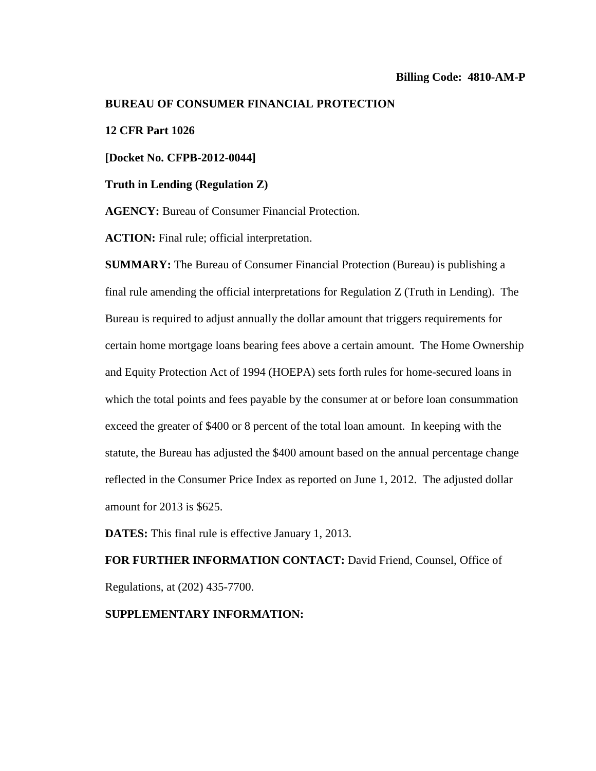**Billing Code: 4810-AM-P**

**BUREAU OF CONSUMER FINANCIAL PROTECTION**

**12 CFR Part 1026**

**[Docket No. CFPB-2012-0044]**

**Truth in Lending (Regulation Z)**

**AGENCY:** Bureau of Consumer Financial Protection.

**ACTION:** Final rule; official interpretation.

**SUMMARY:** The Bureau of Consumer Financial Protection (Bureau) is publishing a final rule amending the official interpretations for Regulation Z (Truth in Lending). The Bureau is required to adjust annually the dollar amount that triggers requirements for certain home mortgage loans bearing fees above a certain amount. The Home Ownership and Equity Protection Act of 1994 (HOEPA) sets forth rules for home-secured loans in which the total points and fees payable by the consumer at or before loan consummation exceed the greater of $400 or 8 percent of the total loan amount. In keeping with the statute, the Bureau has adjusted the $400 amount based on the annual percentage change reflected in the Consumer Price Index as reported on June 1, 2012. The adjusted dollar amount for 2013 is $625.

**DATES:** This final rule is effective January 1, 2013.

**FOR FURTHER INFORMATION CONTACT:** David Friend, Counsel, Office of Regulations, at (202) 435-7700.

**SUPPLEMENTARY INFORMATION:**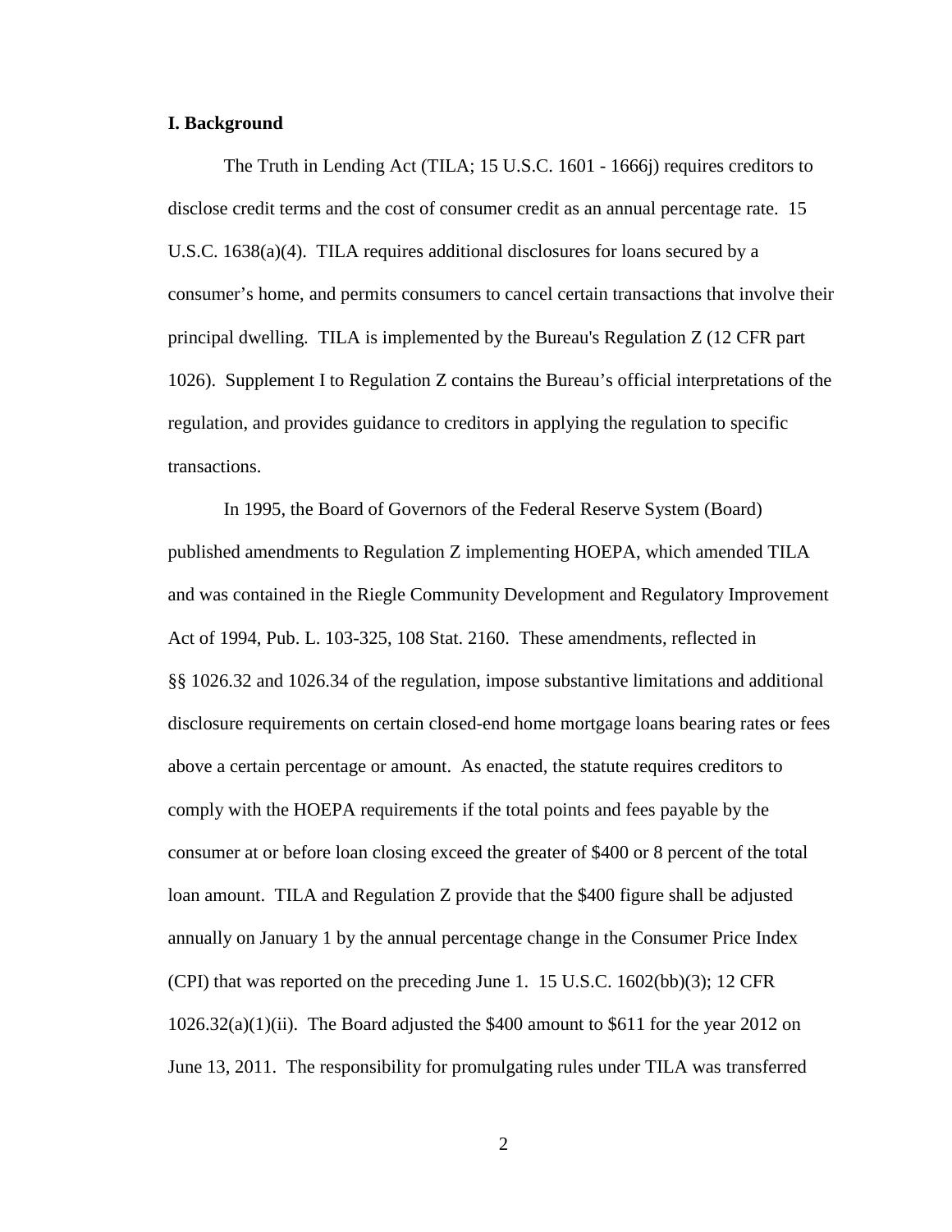**I. Background**

The Truth in Lending Act (TILA; 15 U.S.C. 1601 - 1666j) requires creditors to disclose credit terms and the cost of consumer credit as an annual percentage rate. 15 U.S.C. 1638(a)(4). TILA requires additional disclosures for loans secured by a consumer's home, and permits consumers to cancel certain transactions that involve their principal dwelling. TILA is implemented by the Bureau's Regulation Z (12 CFR part 1026). Supplement I to Regulation Z contains the Bureau's official interpretations of the regulation, and provides guidance to creditors in applying the regulation to specific transactions.

In 1995, the Board of Governors of the Federal Reserve System (Board) published amendments to Regulation Z implementing HOEPA, which amended TILA and was contained in the Riegle Community Development and Regulatory Improvement Act of 1994, Pub. L. 103-325, 108 Stat. 2160. These amendments, reflected in §§ 1026.32 and 1026.34 of the regulation, impose substantive limitations and additional disclosure requirements on certain closed-end home mortgage loans bearing rates or fees above a certain percentage or amount. As enacted, the statute requires creditors to comply with the HOEPA requirements if the total points and fees payable by the consumer at or before loan closing exceed the greater of $400 or 8 percent of the total loan amount. TILA and Regulation Z provide that the $400 figure shall be adjusted annually on January 1 by the annual percentage change in the Consumer Price Index (CPI) that was reported on the preceding June 1. 15 U.S.C. 1602(bb)(3); 12 CFR 1026.32(a)(1)(ii). The Board adjusted the $400 amount to $611 for the year 2012 on June 13, 2011. The responsibility for promulgating rules under TILA was transferred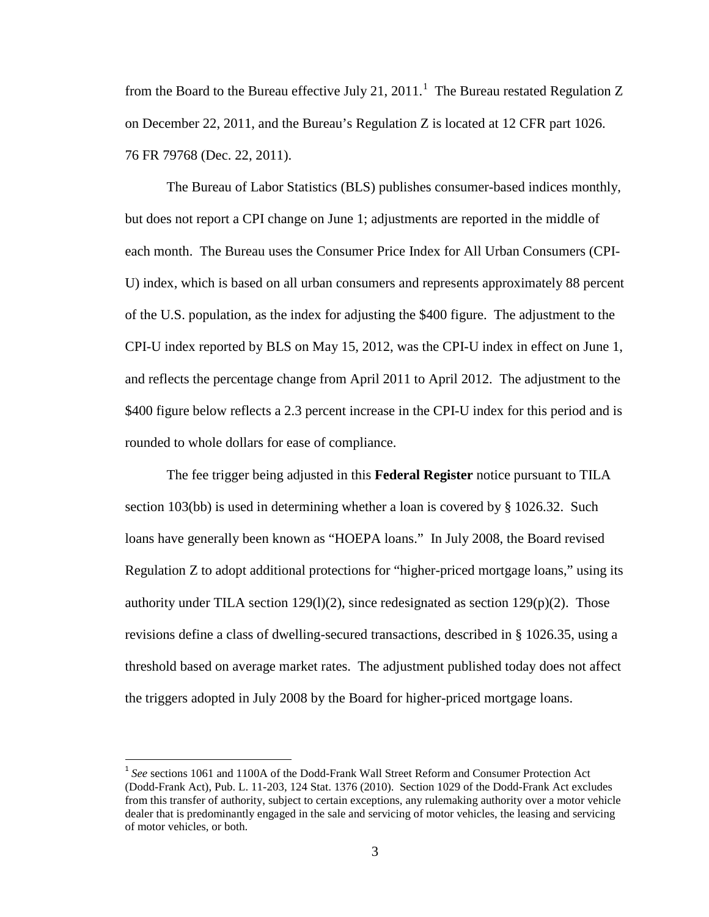from the Board to the Bureau effective July 21, 2011.[1] The Bureau restated Regulation Z on December 22, 2011, and the Bureau's Regulation Z is located at 12 CFR part 1026. 76 FR 79768 (Dec. 22, 2011).

The Bureau of Labor Statistics (BLS) publishes consumer-based indices monthly, but does not report a CPI change on June 1; adjustments are reported in the middle of each month. The Bureau uses the Consumer Price Index for All Urban Consumers (CPI-U) index, which is based on all urban consumers and represents approximately 88 percent of the U.S. population, as the index for adjusting the $400 figure. The adjustment to the CPI-U index reported by BLS on May 15, 2012, was the CPI-U index in effect on June 1, and reflects the percentage change from April 2011 to April 2012. The adjustment to the $400 figure below reflects a 2.3 percent increase in the CPI-U index for this period and is rounded to whole dollars for ease of compliance.

The fee trigger being adjusted in this **Federal Register** notice pursuant to TILA section 103(bb) is used in determining whether a loan is covered by § 1026.32. Such loans have generally been known as "HOEPA loans." In July 2008, the Board revised Regulation Z to adopt additional protections for "higher-priced mortgage loans," using its authority under TILA section 129(l)(2), since redesignated as section 129(p)(2). Those revisions define a class of dwelling-secured transactions, described in § 1026.35, using a threshold based on average market rates. The adjustment published today does not affect the triggers adopted in July 2008 by the Board for higher-priced mortgage loans.

---

[1] *See* sections 1061 and 1100A of the Dodd-Frank Wall Street Reform and Consumer Protection Act (Dodd-Frank Act), Pub. L. 11-203, 124 Stat. 1376 (2010). Section 1029 of the Dodd-Frank Act excludes from this transfer of authority, subject to certain exceptions, any rulemaking authority over a motor vehicle dealer that is predominantly engaged in the sale and servicing of motor vehicles, the leasing and servicing of motor vehicles, or both.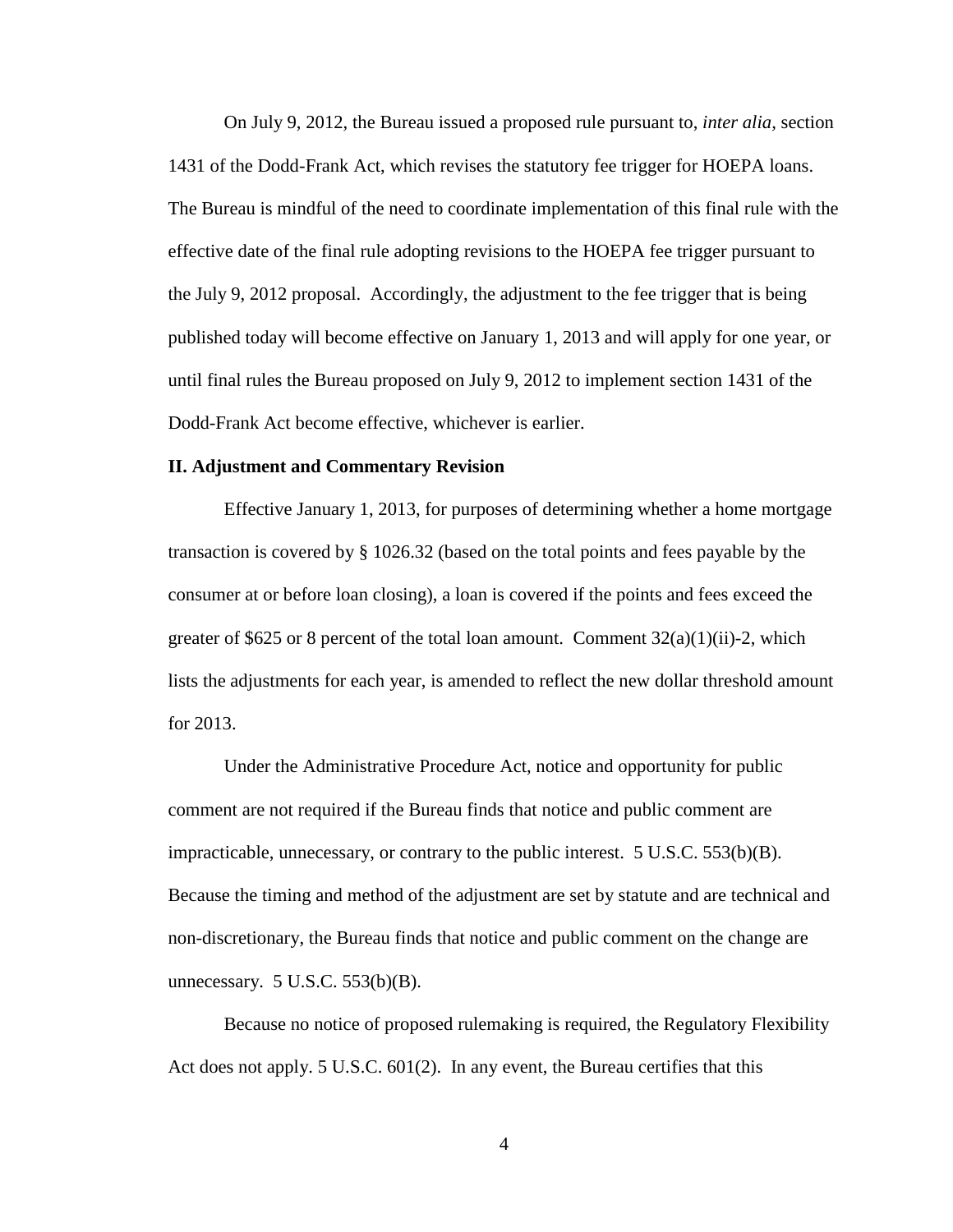On July 9, 2012, the Bureau issued a proposed rule pursuant to, *inter alia,* section 1431 of the Dodd-Frank Act, which revises the statutory fee trigger for HOEPA loans. The Bureau is mindful of the need to coordinate implementation of this final rule with the effective date of the final rule adopting revisions to the HOEPA fee trigger pursuant to the July 9, 2012 proposal. Accordingly, the adjustment to the fee trigger that is being published today will become effective on January 1, 2013 and will apply for one year, or until final rules the Bureau proposed on July 9, 2012 to implement section 1431 of the Dodd-Frank Act become effective, whichever is earlier.

**II. Adjustment and Commentary Revision**

Effective January 1, 2013, for purposes of determining whether a home mortgage transaction is covered by § 1026.32 (based on the total points and fees payable by the consumer at or before loan closing), a loan is covered if the points and fees exceed the greater of $625 or 8 percent of the total loan amount. Comment 32(a)(1)(ii)-2, which lists the adjustments for each year, is amended to reflect the new dollar threshold amount for 2013.

Under the Administrative Procedure Act, notice and opportunity for public comment are not required if the Bureau finds that notice and public comment are impracticable, unnecessary, or contrary to the public interest. 5 U.S.C. 553(b)(B). Because the timing and method of the adjustment are set by statute and are technical and non-discretionary, the Bureau finds that notice and public comment on the change are unnecessary. 5 U.S.C. 553(b)(B).

Because no notice of proposed rulemaking is required, the Regulatory Flexibility Act does not apply. 5 U.S.C. 601(2). In any event, the Bureau certifies that this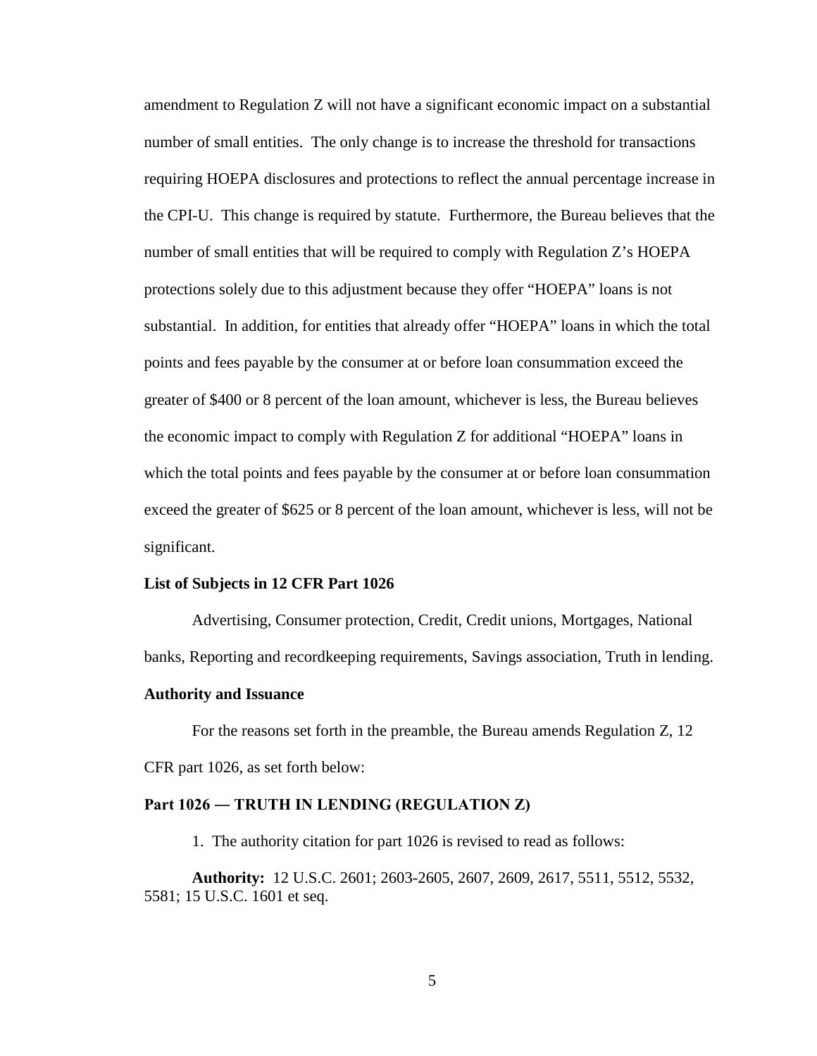amendment to Regulation Z will not have a significant economic impact on a substantial number of small entities. The only change is to increase the threshold for transactions requiring HOEPA disclosures and protections to reflect the annual percentage increase in the CPI-U. This change is required by statute. Furthermore, the Bureau believes that the number of small entities that will be required to comply with Regulation Z's HOEPA protections solely due to this adjustment because they offer "HOEPA" loans is not substantial. In addition, for entities that already offer "HOEPA" loans in which the total points and fees payable by the consumer at or before loan consummation exceed the greater of $400 or 8 percent of the loan amount, whichever is less, the Bureau believes the economic impact to comply with Regulation Z for additional "HOEPA" loans in which the total points and fees payable by the consumer at or before loan consummation exceed the greater of $625 or 8 percent of the loan amount, whichever is less, will not be significant.

**List of Subjects in 12 CFR Part 1026**

Advertising, Consumer protection, Credit, Credit unions, Mortgages, National banks, Reporting and recordkeeping requirements, Savings association, Truth in lending.

**Authority and Issuance**

For the reasons set forth in the preamble, the Bureau amends Regulation Z, 12 CFR part 1026, as set forth below:

**Part 1026 — TRUTH IN LENDING (REGULATION Z)**

1. The authority citation for part 1026 is revised to read as follows:

**Authority:** 12 U.S.C. 2601; 2603-2605, 2607, 2609, 2617, 5511, 5512, 5532, 5581; 15 U.S.C. 1601 et seq.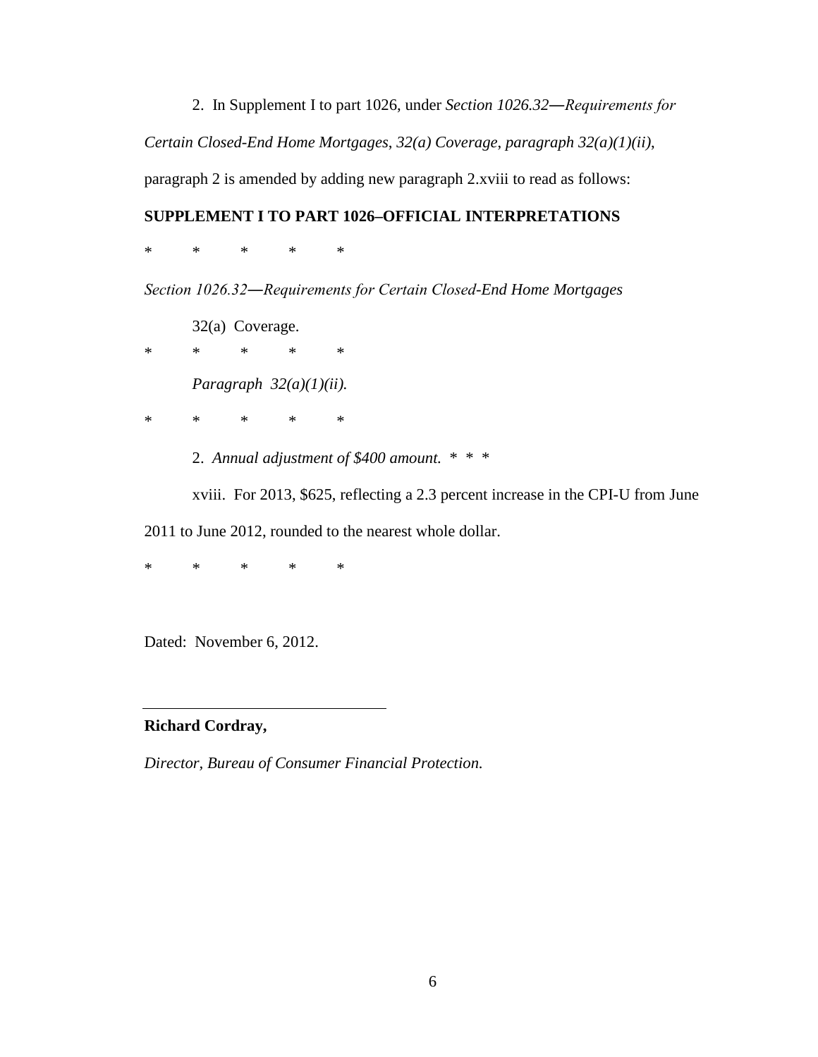2. In Supplement I to part 1026, under *Section 1026.32—Requirements for Certain Closed-End Home Mortgages*, *32(a) Coverage*, *paragraph 32(a)(1)(ii)*, paragraph 2 is amended by adding new paragraph 2.xviii to read as follows:

**SUPPLEMENT I TO PART 1026–OFFICIAL INTERPRETATIONS**

\* \* \* \* \*

*Section 1026.32—Requirements for Certain Closed-End Home Mortgages*

32(a) Coverage.

\* \* \* \* \*

*Paragraph 32(a)(1)(ii).*

\* \* \* \* \*

2. *Annual adjustment of $400 amount.* \* \* \*

xviii. For 2013, $625, reflecting a 2.3 percent increase in the CPI-U from June 2011 to June 2012, rounded to the nearest whole dollar.

\* \* \* \* \*

Dated: November 6, 2012.

---

**Richard Cordray,**

*Director, Bureau of Consumer Financial Protection.*